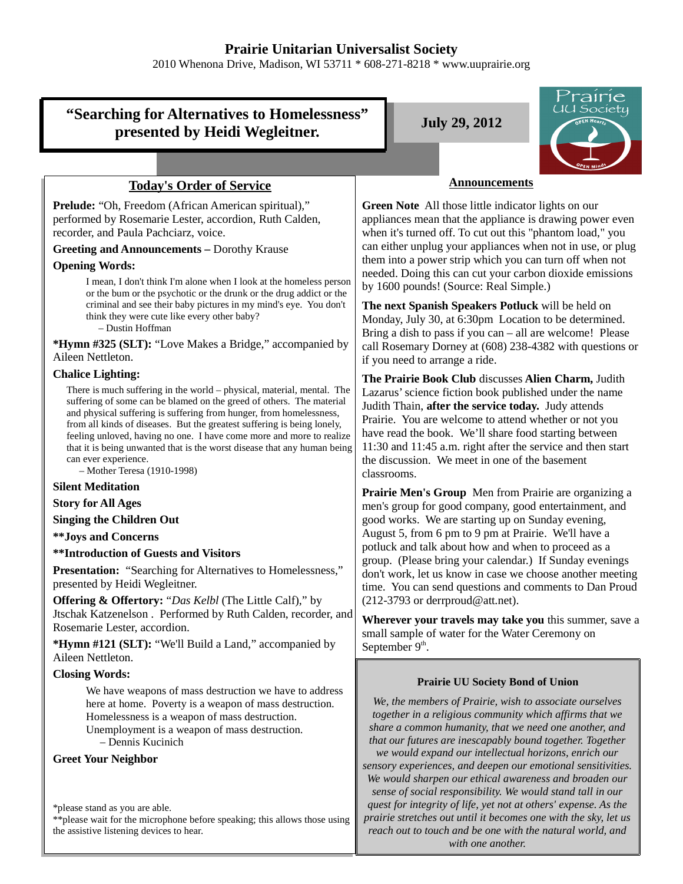# Prairie Unitarian Universalist Society

2010 Whenona Drive, Madison, WI 53711 * 608-271-8218 * www.uuprairie.org

## "Searching for Alternatives to Homelessness" presented by Heidi Wegleitner.

**July 29, 2012**

## Today's Order of Service

**Prelude:** "Oh, Freedom (African American spiritual)," performed by Rosemarie Lester, accordion, Ruth Calden, recorder, and Paula Pachciarz, voice.

**Greeting and Announcements –** Dorothy Krause

**Opening Words:**

> I mean, I don't think I'm alone when I look at the homeless person or the bum or the psychotic or the drunk or the drug addict or the criminal and see their baby pictures in my mind's eye. You don't think they were cute like every other baby?
> – Dustin Hoffman

***Hymn #325 (SLT):** "Love Makes a Bridge," accompanied by Aileen Nettleton.

**Chalice Lighting:**

> There is much suffering in the world – physical, material, mental. The suffering of some can be blamed on the greed of others. The material and physical suffering is suffering from hunger, from homelessness, from all kinds of diseases. But the greatest suffering is being lonely, feeling unloved, having no one. I have come more and more to realize that it is being unwanted that is the worst disease that any human being can ever experience.
> – Mother Teresa (1910-1998)

**Silent Meditation**

**Story for All Ages**

**Singing the Children Out**

****Joys and Concerns**

****Introduction of Guests and Visitors**

**Presentation:** "Searching for Alternatives to Homelessness," presented by Heidi Wegleitner.

**Offering & Offertory:** "*Das Kelbl* (The Little Calf)," by Jtschak Katzenelson . Performed by Ruth Calden, recorder, and Rosemarie Lester, accordion.

***Hymn #121 (SLT):** "We'll Build a Land," accompanied by Aileen Nettleton.

**Closing Words:**

> We have weapons of mass destruction we have to address here at home. Poverty is a weapon of mass destruction. Homelessness is a weapon of mass destruction. Unemployment is a weapon of mass destruction.
> – Dennis Kucinich

**Greet Your Neighbor**

*please stand as you are able.
**please wait for the microphone before speaking; this allows those using the assistive listening devices to hear.

## Announcements

**Green Note** All those little indicator lights on our appliances mean that the appliance is drawing power even when it's turned off. To cut out this "phantom load," you can either unplug your appliances when not in use, or plug them into a power strip which you can turn off when not needed. Doing this can cut your carbon dioxide emissions by 1600 pounds! (Source: Real Simple.)

**The next Spanish Speakers Potluck** will be held on Monday, July 30, at 6:30pm Location to be determined. Bring a dish to pass if you can – all are welcome! Please call Rosemary Dorney at (608) 238-4382 with questions or if you need to arrange a ride.

**The Prairie Book Club** discusses **Alien Charm,** Judith Lazarus' science fiction book published under the name Judith Thain, **after the service today.** Judy attends Prairie. You are welcome to attend whether or not you have read the book. We'll share food starting between 11:30 and 11:45 a.m. right after the service and then start the discussion. We meet in one of the basement classrooms.

**Prairie Men's Group** Men from Prairie are organizing a men's group for good company, good entertainment, and good works. We are starting up on Sunday evening, August 5, from 6 pm to 9 pm at Prairie. We'll have a potluck and talk about how and when to proceed as a group. (Please bring your calendar.) If Sunday evenings don't work, let us know in case we choose another meeting time. You can send questions and comments to Dan Proud (212-3793 or derrproud@att.net).

**Wherever your travels may take you** this summer, save a small sample of water for the Water Ceremony on September 9th.

### Prairie UU Society Bond of Union

*We, the members of Prairie, wish to associate ourselves together in a religious community which affirms that we share a common humanity, that we need one another, and that our futures are inescapably bound together. Together we would expand our intellectual horizons, enrich our sensory experiences, and deepen our emotional sensitivities. We would sharpen our ethical awareness and broaden our sense of social responsibility. We would stand tall in our quest for integrity of life, yet not at others' expense. As the prairie stretches out until it becomes one with the sky, let us reach out to touch and be one with the natural world, and with one another.*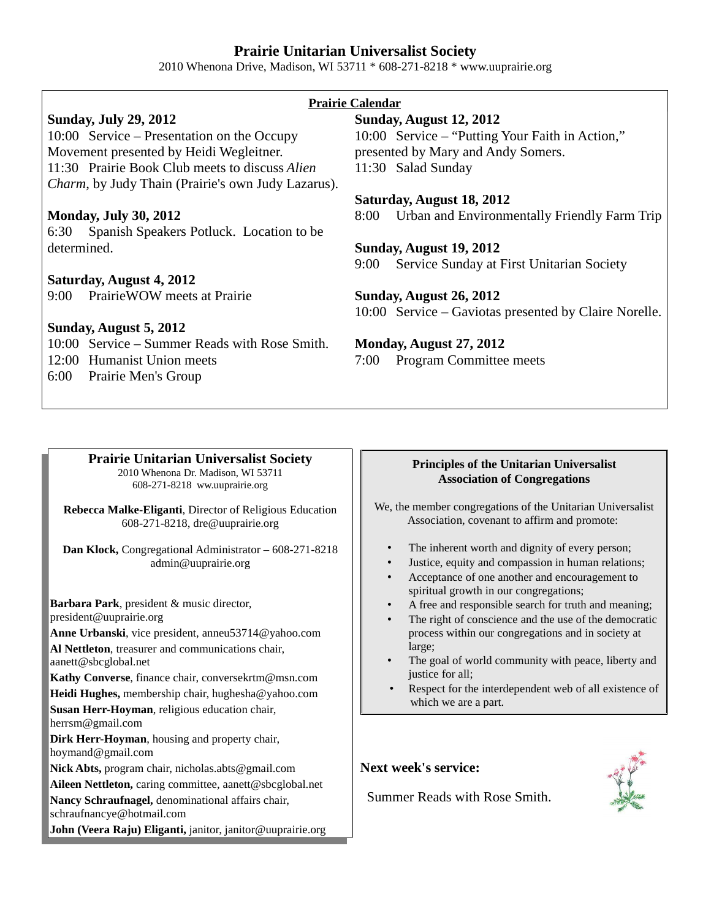# Prairie Unitarian Universalist Society

2010 Whenona Drive, Madison, WI 53711 * 608-271-8218 * www.uuprairie.org

## Prairie Calendar

**Sunday, July 29, 2012**

10:00 Service – Presentation on the Occupy Movement presented by Heidi Wegleitner.

11:30 Prairie Book Club meets to discuss *Alien Charm*, by Judy Thain (Prairie's own Judy Lazarus).

**Monday, July 30, 2012**

6:30 Spanish Speakers Potluck. Location to be determined.

**Saturday, August 4, 2012**

9:00 PrairieWOW meets at Prairie

**Sunday, August 5, 2012**

10:00 Service – Summer Reads with Rose Smith.

12:00 Humanist Union meets

6:00 Prairie Men's Group

**Sunday, August 12, 2012**

10:00 Service – "Putting Your Faith in Action," presented by Mary and Andy Somers.

11:30 Salad Sunday

**Saturday, August 18, 2012**

8:00 Urban and Environmentally Friendly Farm Trip

**Sunday, August 19, 2012**

9:00 Service Sunday at First Unitarian Society

**Sunday, August 26, 2012**

10:00 Service – Gaviotas presented by Claire Norelle.

**Monday, August 27, 2012**

7:00 Program Committee meets

## Prairie Unitarian Universalist Society

2010 Whenona Dr. Madison, WI 53711
608-271-8218 ww.uuprairie.org

**Rebecca Malke-Eliganti**, Director of Religious Education
608-271-8218, dre@uuprairie.org

**Dan Klock,** Congregational Administrator – 608-271-8218
admin@uuprairie.org

**Barbara Park**, president & music director, president@uuprairie.org

**Anne Urbanski**, vice president, anneu53714@yahoo.com

**Al Nettleton**, treasurer and communications chair, aanett@sbcglobal.net

**Kathy Converse**, finance chair, conversekrtm@msn.com

**Heidi Hughes,** membership chair, hughesha@yahoo.com

**Susan Herr-Hoyman**, religious education chair, herrsm@gmail.com

**Dirk Herr-Hoyman**, housing and property chair, hoymand@gmail.com

**Nick Abts,** program chair, nicholas.abts@gmail.com

**Aileen Nettleton,** caring committee, aanett@sbcglobal.net

**Nancy Schraufnagel,** denominational affairs chair, schraufnancye@hotmail.com

**John (Veera Raju) Eliganti,** janitor, janitor@uuprairie.org

### Principles of the Unitarian Universalist Association of Congregations

We, the member congregations of the Unitarian Universalist Association, covenant to affirm and promote:

- The inherent worth and dignity of every person;
- Justice, equity and compassion in human relations;
- Acceptance of one another and encouragement to spiritual growth in our congregations;
- A free and responsible search for truth and meaning;
- The right of conscience and the use of the democratic process within our congregations and in society at large;
- The goal of world community with peace, liberty and justice for all;
- Respect for the interdependent web of all existence of which we are a part.

**Next week's service:**

Summer Reads with Rose Smith.